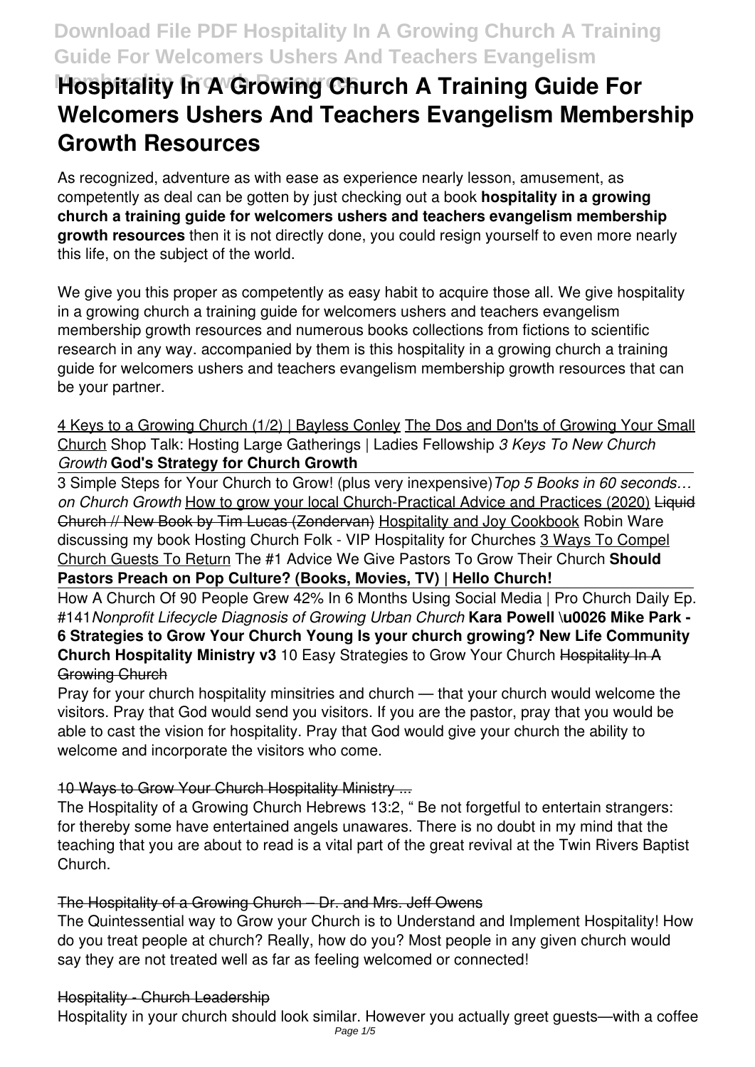# Hospitality In A Growing Church A Training Guide For Welcomers Ushers And Teachers Evangelism Membership Growth Resources

As recognized, adventure as with ease as experience nearly lesson, amusement, as competently as deal can be gotten by just checking out a book **hospitality in a growing church a training guide for welcomers ushers and teachers evangelism membership growth resources** then it is not directly done, you could resign yourself to even more nearly this life, on the subject of the world.

We give you this proper as competently as easy habit to acquire those all. We give hospitality in a growing church a training guide for welcomers ushers and teachers evangelism membership growth resources and numerous books collections from fictions to scientific research in any way. accompanied by them is this hospitality in a growing church a training guide for welcomers ushers and teachers evangelism membership growth resources that can be your partner.

4 Keys to a Growing Church (1/2) | Bayless Conley The Dos and Don'ts of Growing Your Small Church Shop Talk: Hosting Large Gatherings | Ladies Fellowship *3 Keys To New Church Growth* **God's Strategy for Church Growth**

3 Simple Steps for Your Church to Grow! (plus very inexpensive) *Top 5 Books in 60 seconds… on Church Growth* How to grow your local Church-Practical Advice and Practices (2020) ~~Liquid Church // New Book by Tim Lucas (Zondervan)~~ Hospitality and Joy Cookbook Robin Ware discussing my book Hosting Church Folk - VIP Hospitality for Churches 3 Ways To Compel Church Guests To Return The #1 Advice We Give Pastors To Grow Their Church **Should Pastors Preach on Pop Culture? (Books, Movies, TV) | Hello Church!**

How A Church Of 90 People Grew 42% In 6 Months Using Social Media | Pro Church Daily Ep. #141 *Nonprofit Lifecycle Diagnosis of Growing Urban Church* **Kara Powell \u0026 Mike Park - 6 Strategies to Grow Your Church Young Is your church growing? New Life Community Church Hospitality Ministry v3** 10 Easy Strategies to Grow Your Church ~~Hospitality In A Growing Church~~

Pray for your church hospitality minsitries and church — that your church would welcome the visitors. Pray that God would send you visitors. If you are the pastor, pray that you would be able to cast the vision for hospitality. Pray that God would give your church the ability to welcome and incorporate the visitors who come.

10 Ways to Grow Your Church Hospitality Ministry ...

The Hospitality of a Growing Church Hebrews 13:2, " Be not forgetful to entertain strangers: for thereby some have entertained angels unawares. There is no doubt in my mind that the teaching that you are about to read is a vital part of the great revival at the Twin Rivers Baptist Church.

The Hospitality of a Growing Church – Dr. and Mrs. Jeff Owens

The Quintessential way to Grow your Church is to Understand and Implement Hospitality! How do you treat people at church? Really, how do you? Most people in any given church would say they are not treated well as far as feeling welcomed or connected!

Hospitality - Church Leadership

Hospitality in your church should look similar. However you actually greet guests—with a coffee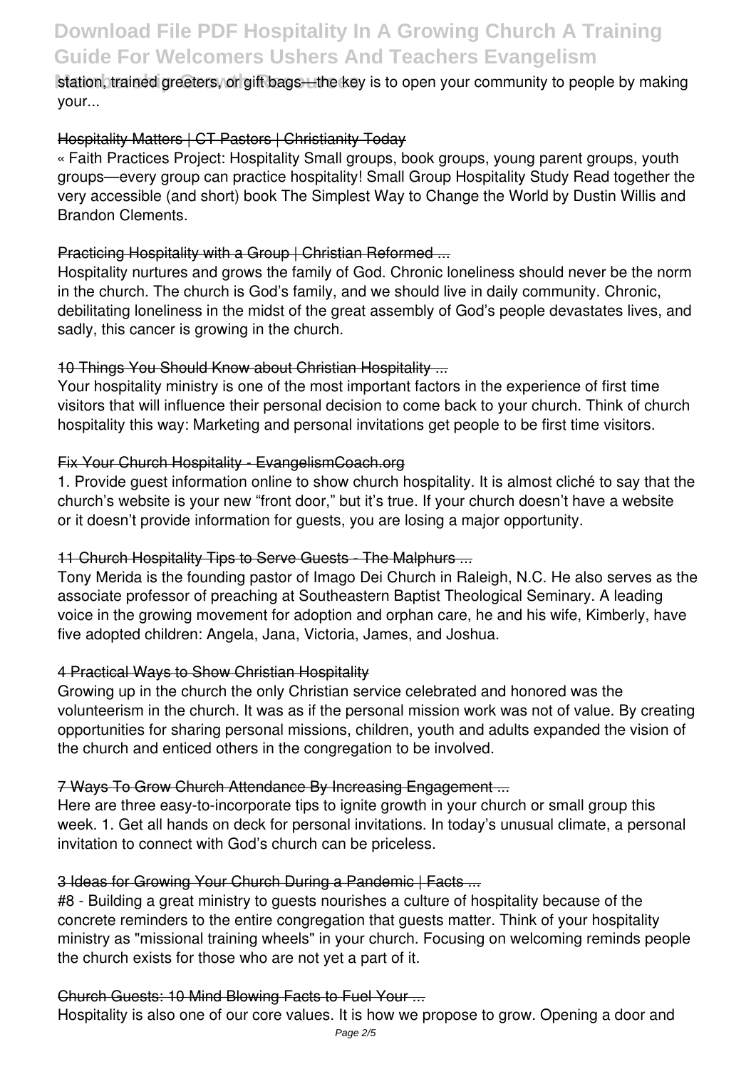station, trained greeters, or gift bags—the key is to open your community to people by making your...

## Hospitality Matters | CT Pastors | Christianity Today

« Faith Practices Project: Hospitality Small groups, book groups, young parent groups, youth groups—every group can practice hospitality! Small Group Hospitality Study Read together the very accessible (and short) book The Simplest Way to Change the World by Dustin Willis and Brandon Clements.

## Practicing Hospitality with a Group | Christian Reformed ...

Hospitality nurtures and grows the family of God. Chronic loneliness should never be the norm in the church. The church is God's family, and we should live in daily community. Chronic, debilitating loneliness in the midst of the great assembly of God's people devastates lives, and sadly, this cancer is growing in the church.

## 10 Things You Should Know about Christian Hospitality ...

Your hospitality ministry is one of the most important factors in the experience of first time visitors that will influence their personal decision to come back to your church. Think of church hospitality this way: Marketing and personal invitations get people to be first time visitors.

## Fix Your Church Hospitality - EvangelismCoach.org

1. Provide guest information online to show church hospitality. It is almost cliché to say that the church's website is your new "front door," but it's true. If your church doesn't have a website or it doesn't provide information for guests, you are losing a major opportunity.

## 11 Church Hospitality Tips to Serve Guests - The Malphurs ...

Tony Merida is the founding pastor of Imago Dei Church in Raleigh, N.C. He also serves as the associate professor of preaching at Southeastern Baptist Theological Seminary. A leading voice in the growing movement for adoption and orphan care, he and his wife, Kimberly, have five adopted children: Angela, Jana, Victoria, James, and Joshua.

## 4 Practical Ways to Show Christian Hospitality

Growing up in the church the only Christian service celebrated and honored was the volunteerism in the church. It was as if the personal mission work was not of value. By creating opportunities for sharing personal missions, children, youth and adults expanded the vision of the church and enticed others in the congregation to be involved.

## 7 Ways To Grow Church Attendance By Increasing Engagement ...

Here are three easy-to-incorporate tips to ignite growth in your church or small group this week. 1. Get all hands on deck for personal invitations. In today's unusual climate, a personal invitation to connect with God's church can be priceless.

## 3 Ideas for Growing Your Church During a Pandemic | Facts ...

#8 - Building a great ministry to guests nourishes a culture of hospitality because of the concrete reminders to the entire congregation that guests matter. Think of your hospitality ministry as "missional training wheels" in your church. Focusing on welcoming reminds people the church exists for those who are not yet a part of it.

## Church Guests: 10 Mind Blowing Facts to Fuel Your ...

Hospitality is also one of our core values. It is how we propose to grow. Opening a door and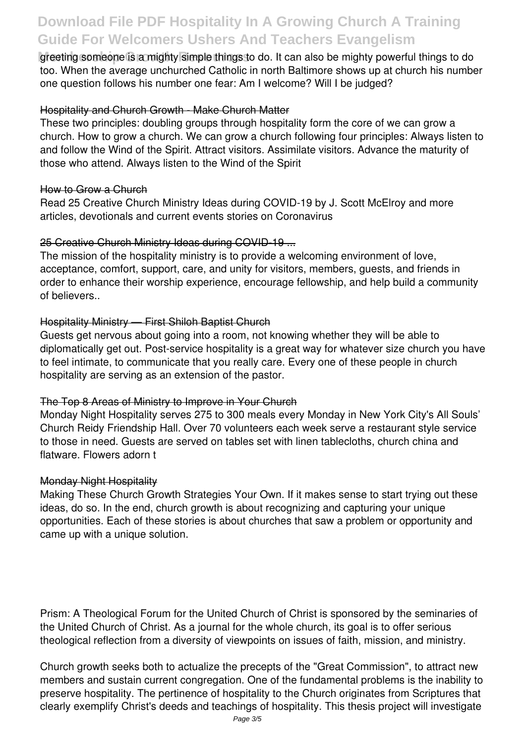greeting someone is a mighty simple things to do. It can also be mighty powerful things to do too. When the average unchurched Catholic in north Baltimore shows up at church his number one question follows his number one fear: Am I welcome? Will I be judged?

### Hospitality and Church Growth - Make Church Matter

These two principles: doubling groups through hospitality form the core of we can grow a church. How to grow a church. We can grow a church following four principles: Always listen to and follow the Wind of the Spirit. Attract visitors. Assimilate visitors. Advance the maturity of those who attend. Always listen to the Wind of the Spirit

### How to Grow a Church

Read 25 Creative Church Ministry Ideas during COVID-19 by J. Scott McElroy and more articles, devotionals and current events stories on Coronavirus

### 25 Creative Church Ministry Ideas during COVID-19 ...

The mission of the hospitality ministry is to provide a welcoming environment of love, acceptance, comfort, support, care, and unity for visitors, members, guests, and friends in order to enhance their worship experience, encourage fellowship, and help build a community of believers..

### Hospitality Ministry — First Shiloh Baptist Church

Guests get nervous about going into a room, not knowing whether they will be able to diplomatically get out. Post-service hospitality is a great way for whatever size church you have to feel intimate, to communicate that you really care. Every one of these people in church hospitality are serving as an extension of the pastor.

### The Top 8 Areas of Ministry to Improve in Your Church

Monday Night Hospitality serves 275 to 300 meals every Monday in New York City's All Souls' Church Reidy Friendship Hall. Over 70 volunteers each week serve a restaurant style service to those in need. Guests are served on tables set with linen tablecloths, church china and flatware. Flowers adorn t

### Monday Night Hospitality

Making These Church Growth Strategies Your Own. If it makes sense to start trying out these ideas, do so. In the end, church growth is about recognizing and capturing your unique opportunities. Each of these stories is about churches that saw a problem or opportunity and came up with a unique solution.

Prism: A Theological Forum for the United Church of Christ is sponsored by the seminaries of the United Church of Christ. As a journal for the whole church, its goal is to offer serious theological reflection from a diversity of viewpoints on issues of faith, mission, and ministry.

Church growth seeks both to actualize the precepts of the "Great Commission", to attract new members and sustain current congregation. One of the fundamental problems is the inability to preserve hospitality. The pertinence of hospitality to the Church originates from Scriptures that clearly exemplify Christ's deeds and teachings of hospitality. This thesis project will investigate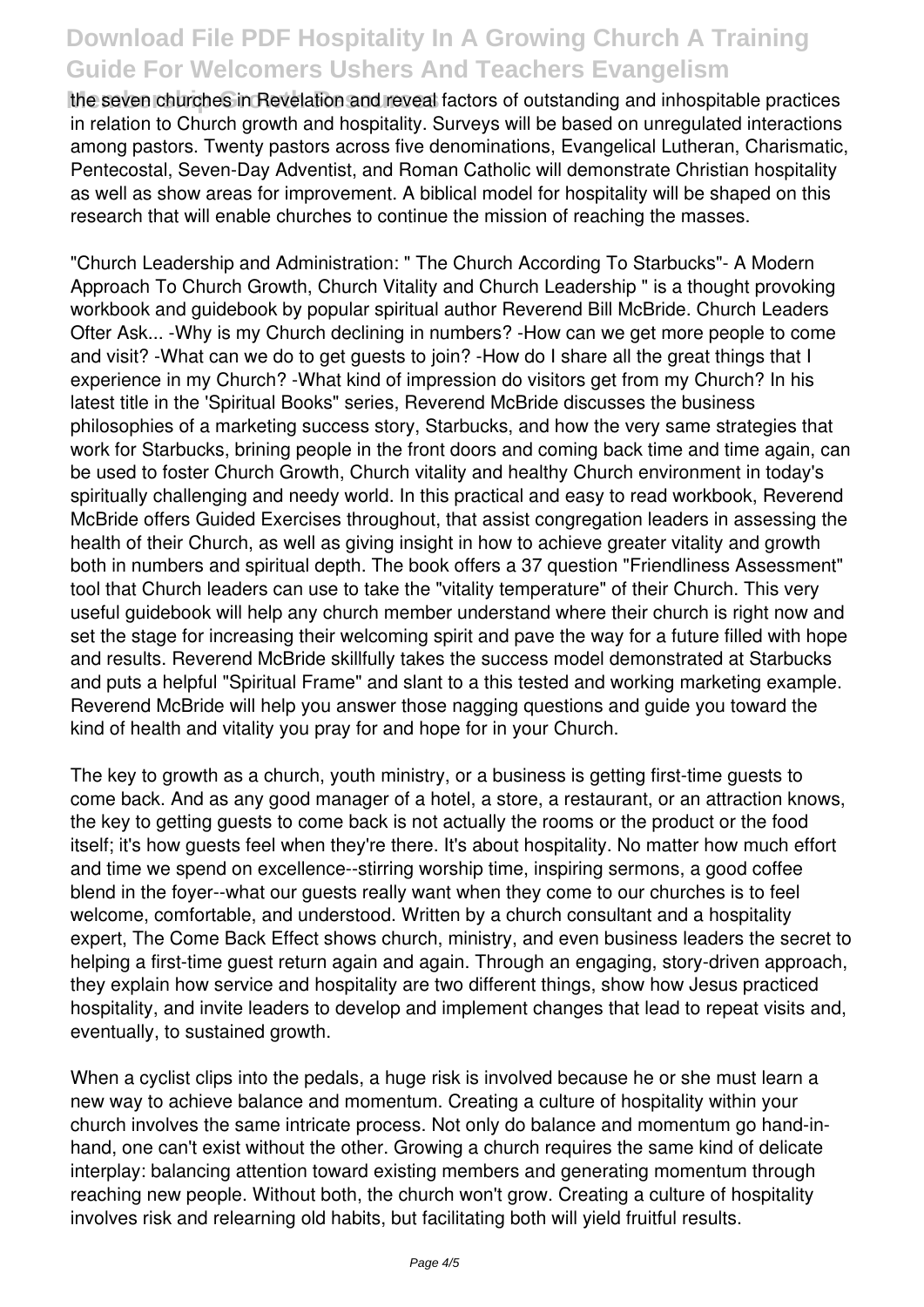the seven churches in Revelation and reveal factors of outstanding and inhospitable practices in relation to Church growth and hospitality. Surveys will be based on unregulated interactions among pastors. Twenty pastors across five denominations, Evangelical Lutheran, Charismatic, Pentecostal, Seven-Day Adventist, and Roman Catholic will demonstrate Christian hospitality as well as show areas for improvement. A biblical model for hospitality will be shaped on this research that will enable churches to continue the mission of reaching the masses.

"Church Leadership and Administration: " The Church According To Starbucks"- A Modern Approach To Church Growth, Church Vitality and Church Leadership " is a thought provoking workbook and guidebook by popular spiritual author Reverend Bill McBride. Church Leaders Ofter Ask... -Why is my Church declining in numbers? -How can we get more people to come and visit? -What can we do to get guests to join? -How do I share all the great things that I experience in my Church? -What kind of impression do visitors get from my Church? In his latest title in the 'Spiritual Books" series, Reverend McBride discusses the business philosophies of a marketing success story, Starbucks, and how the very same strategies that work for Starbucks, brining people in the front doors and coming back time and time again, can be used to foster Church Growth, Church vitality and healthy Church environment in today's spiritually challenging and needy world. In this practical and easy to read workbook, Reverend McBride offers Guided Exercises throughout, that assist congregation leaders in assessing the health of their Church, as well as giving insight in how to achieve greater vitality and growth both in numbers and spiritual depth. The book offers a 37 question "Friendliness Assessment" tool that Church leaders can use to take the "vitality temperature" of their Church. This very useful guidebook will help any church member understand where their church is right now and set the stage for increasing their welcoming spirit and pave the way for a future filled with hope and results. Reverend McBride skillfully takes the success model demonstrated at Starbucks and puts a helpful "Spiritual Frame" and slant to a this tested and working marketing example. Reverend McBride will help you answer those nagging questions and guide you toward the kind of health and vitality you pray for and hope for in your Church.

The key to growth as a church, youth ministry, or a business is getting first-time guests to come back. And as any good manager of a hotel, a store, a restaurant, or an attraction knows, the key to getting guests to come back is not actually the rooms or the product or the food itself; it's how guests feel when they're there. It's about hospitality. No matter how much effort and time we spend on excellence--stirring worship time, inspiring sermons, a good coffee blend in the foyer--what our guests really want when they come to our churches is to feel welcome, comfortable, and understood. Written by a church consultant and a hospitality expert, The Come Back Effect shows church, ministry, and even business leaders the secret to helping a first-time guest return again and again. Through an engaging, story-driven approach, they explain how service and hospitality are two different things, show how Jesus practiced hospitality, and invite leaders to develop and implement changes that lead to repeat visits and, eventually, to sustained growth.

When a cyclist clips into the pedals, a huge risk is involved because he or she must learn a new way to achieve balance and momentum. Creating a culture of hospitality within your church involves the same intricate process. Not only do balance and momentum go hand-in-hand, one can't exist without the other. Growing a church requires the same kind of delicate interplay: balancing attention toward existing members and generating momentum through reaching new people. Without both, the church won't grow. Creating a culture of hospitality involves risk and relearning old habits, but facilitating both will yield fruitful results.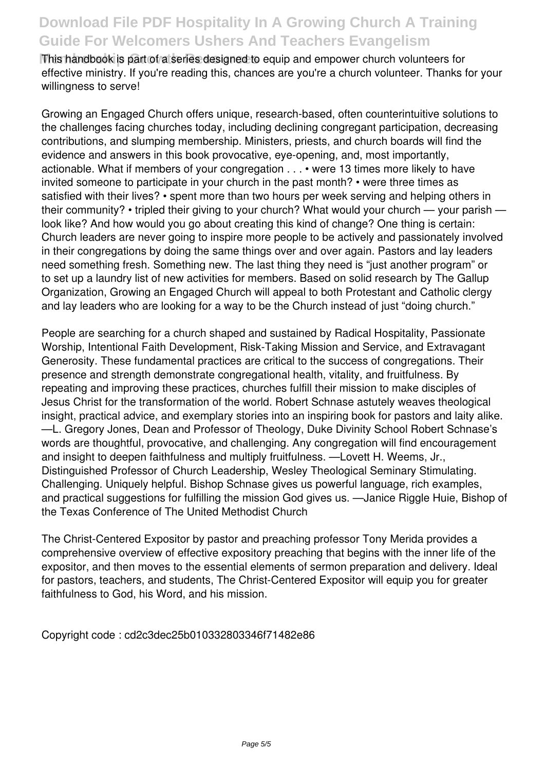This handbook is part of a series designed to equip and empower church volunteers for effective ministry. If you're reading this, chances are you're a church volunteer. Thanks for your willingness to serve!

Growing an Engaged Church offers unique, research-based, often counterintuitive solutions to the challenges facing churches today, including declining congregant participation, decreasing contributions, and slumping membership. Ministers, priests, and church boards will find the evidence and answers in this book provocative, eye-opening, and, most importantly, actionable. What if members of your congregation . . . • were 13 times more likely to have invited someone to participate in your church in the past month? • were three times as satisfied with their lives? • spent more than two hours per week serving and helping others in their community? • tripled their giving to your church? What would your church — your parish — look like? And how would you go about creating this kind of change? One thing is certain: Church leaders are never going to inspire more people to be actively and passionately involved in their congregations by doing the same things over and over again. Pastors and lay leaders need something fresh. Something new. The last thing they need is "just another program" or to set up a laundry list of new activities for members. Based on solid research by The Gallup Organization, Growing an Engaged Church will appeal to both Protestant and Catholic clergy and lay leaders who are looking for a way to be the Church instead of just "doing church."

People are searching for a church shaped and sustained by Radical Hospitality, Passionate Worship, Intentional Faith Development, Risk-Taking Mission and Service, and Extravagant Generosity. These fundamental practices are critical to the success of congregations. Their presence and strength demonstrate congregational health, vitality, and fruitfulness. By repeating and improving these practices, churches fulfill their mission to make disciples of Jesus Christ for the transformation of the world. Robert Schnase astutely weaves theological insight, practical advice, and exemplary stories into an inspiring book for pastors and laity alike. —L. Gregory Jones, Dean and Professor of Theology, Duke Divinity School Robert Schnase's words are thoughtful, provocative, and challenging. Any congregation will find encouragement and insight to deepen faithfulness and multiply fruitfulness. —Lovett H. Weems, Jr., Distinguished Professor of Church Leadership, Wesley Theological Seminary Stimulating. Challenging. Uniquely helpful. Bishop Schnase gives us powerful language, rich examples, and practical suggestions for fulfilling the mission God gives us. —Janice Riggle Huie, Bishop of the Texas Conference of The United Methodist Church

The Christ-Centered Expositor by pastor and preaching professor Tony Merida provides a comprehensive overview of effective expository preaching that begins with the inner life of the expositor, and then moves to the essential elements of sermon preparation and delivery. Ideal for pastors, teachers, and students, The Christ-Centered Expositor will equip you for greater faithfulness to God, his Word, and his mission.

Copyright code : cd2c3dec25b010332803346f71482e86